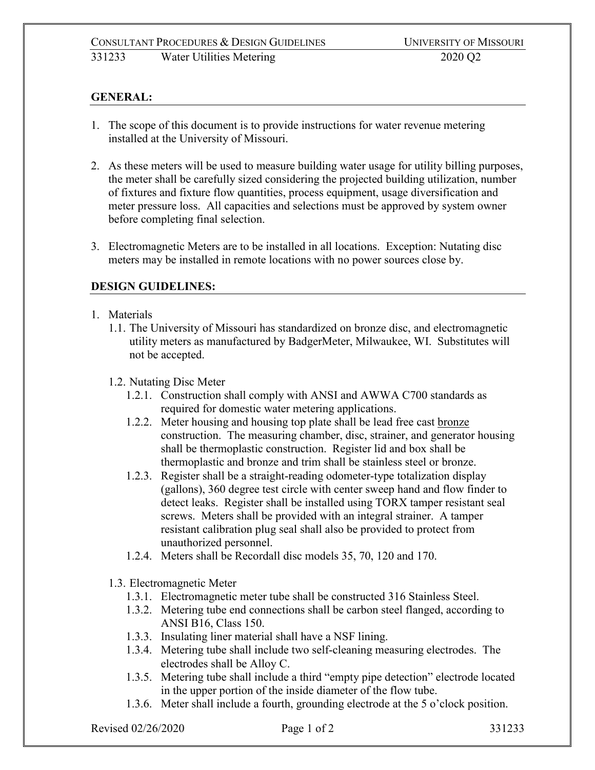## GENERAL:

1. The scope of this document is to provide instructions for water revenue metering installed at the University of Missouri.

2. As these meters will be used to measure building water usage for utility billing purposes, the meter shall be carefully sized considering the projected building utilization, number of fixtures and fixture flow quantities, process equipment, usage diversification and meter pressure loss. All capacities and selections must be approved by system owner before completing final selection.

3. Electromagnetic Meters are to be installed in all locations. Exception: Nutating disc meters may be installed in remote locations with no power sources close by.

## DESIGN GUIDELINES:

1. Materials
   - 1.1. The University of Missouri has standardized on bronze disc, and electromagnetic utility meters as manufactured by BadgerMeter, Milwaukee, WI. Substitutes will not be accepted.
   - 1.2. Nutating Disc Meter
     - 1.2.1. Construction shall comply with ANSI and AWWA C700 standards as required for domestic water metering applications.
     - 1.2.2. Meter housing and housing top plate shall be lead free cast <u>bronze</u> construction. The measuring chamber, disc, strainer, and generator housing shall be thermoplastic construction. Register lid and box shall be thermoplastic and bronze and trim shall be stainless steel or bronze.
     - 1.2.3. Register shall be a straight-reading odometer-type totalization display (gallons), 360 degree test circle with center sweep hand and flow finder to detect leaks. Register shall be installed using TORX tamper resistant seal screws. Meters shall be provided with an integral strainer. A tamper resistant calibration plug seal shall also be provided to protect from unauthorized personnel.
     - 1.2.4. Meters shall be Recordall disc models 35, 70, 120 and 170.
   - 1.3. Electromagnetic Meter
     - 1.3.1. Electromagnetic meter tube shall be constructed 316 Stainless Steel.
     - 1.3.2. Metering tube end connections shall be carbon steel flanged, according to ANSI B16, Class 150.
     - 1.3.3. Insulating liner material shall have a NSF lining.
     - 1.3.4. Metering tube shall include two self-cleaning measuring electrodes. The electrodes shall be Alloy C.
     - 1.3.5. Metering tube shall include a third "empty pipe detection" electrode located in the upper portion of the inside diameter of the flow tube.
     - 1.3.6. Meter shall include a fourth, grounding electrode at the 5 o'clock position.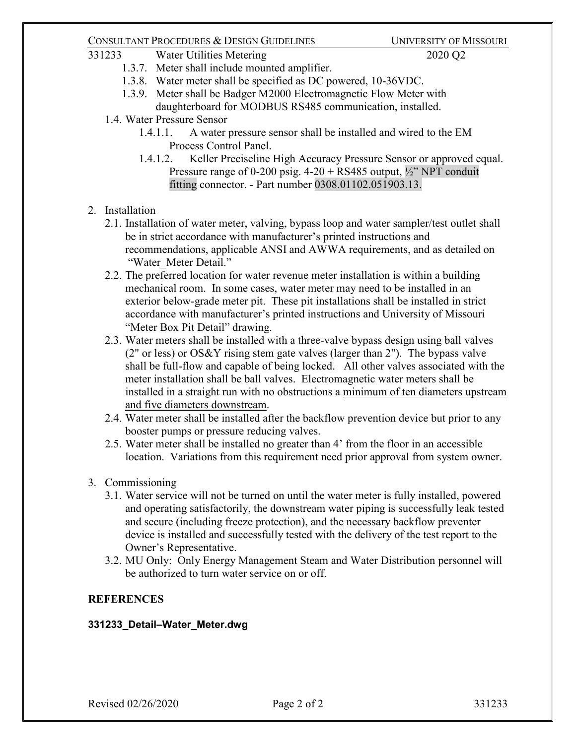1.3.7. Meter shall include mounted amplifier.

1.3.8. Water meter shall be specified as DC powered, 10-36VDC.

1.3.9. Meter shall be Badger M2000 Electromagnetic Flow Meter with daughterboard for MODBUS RS485 communication, installed.

1.4. Water Pressure Sensor

1.4.1.1. A water pressure sensor shall be installed and wired to the EM Process Control Panel.

1.4.1.2. Keller Preciseline High Accuracy Pressure Sensor or approved equal. Pressure range of 0-200 psig. 4-20 + RS485 output, ½" NPT conduit fitting connector. - Part number 0308.01102.051903.13.

2. Installation

2.1. Installation of water meter, valving, bypass loop and water sampler/test outlet shall be in strict accordance with manufacturer's printed instructions and recommendations, applicable ANSI and AWWA requirements, and as detailed on "Water_Meter Detail."

2.2. The preferred location for water revenue meter installation is within a building mechanical room. In some cases, water meter may need to be installed in an exterior below-grade meter pit. These pit installations shall be installed in strict accordance with manufacturer's printed instructions and University of Missouri "Meter Box Pit Detail" drawing.

2.3. Water meters shall be installed with a three-valve bypass design using ball valves (2" or less) or OS&Y rising stem gate valves (larger than 2"). The bypass valve shall be full-flow and capable of being locked. All other valves associated with the meter installation shall be ball valves. Electromagnetic water meters shall be installed in a straight run with no obstructions a minimum of ten diameters upstream and five diameters downstream.

2.4. Water meter shall be installed after the backflow prevention device but prior to any booster pumps or pressure reducing valves.

2.5. Water meter shall be installed no greater than 4' from the floor in an accessible location. Variations from this requirement need prior approval from system owner.

3. Commissioning

3.1. Water service will not be turned on until the water meter is fully installed, powered and operating satisfactorily, the downstream water piping is successfully leak tested and secure (including freeze protection), and the necessary backflow preventer device is installed and successfully tested with the delivery of the test report to the Owner's Representative.

3.2. MU Only: Only Energy Management Steam and Water Distribution personnel will be authorized to turn water service on or off.

## REFERENCES

**331233_Detail–Water_Meter.dwg**